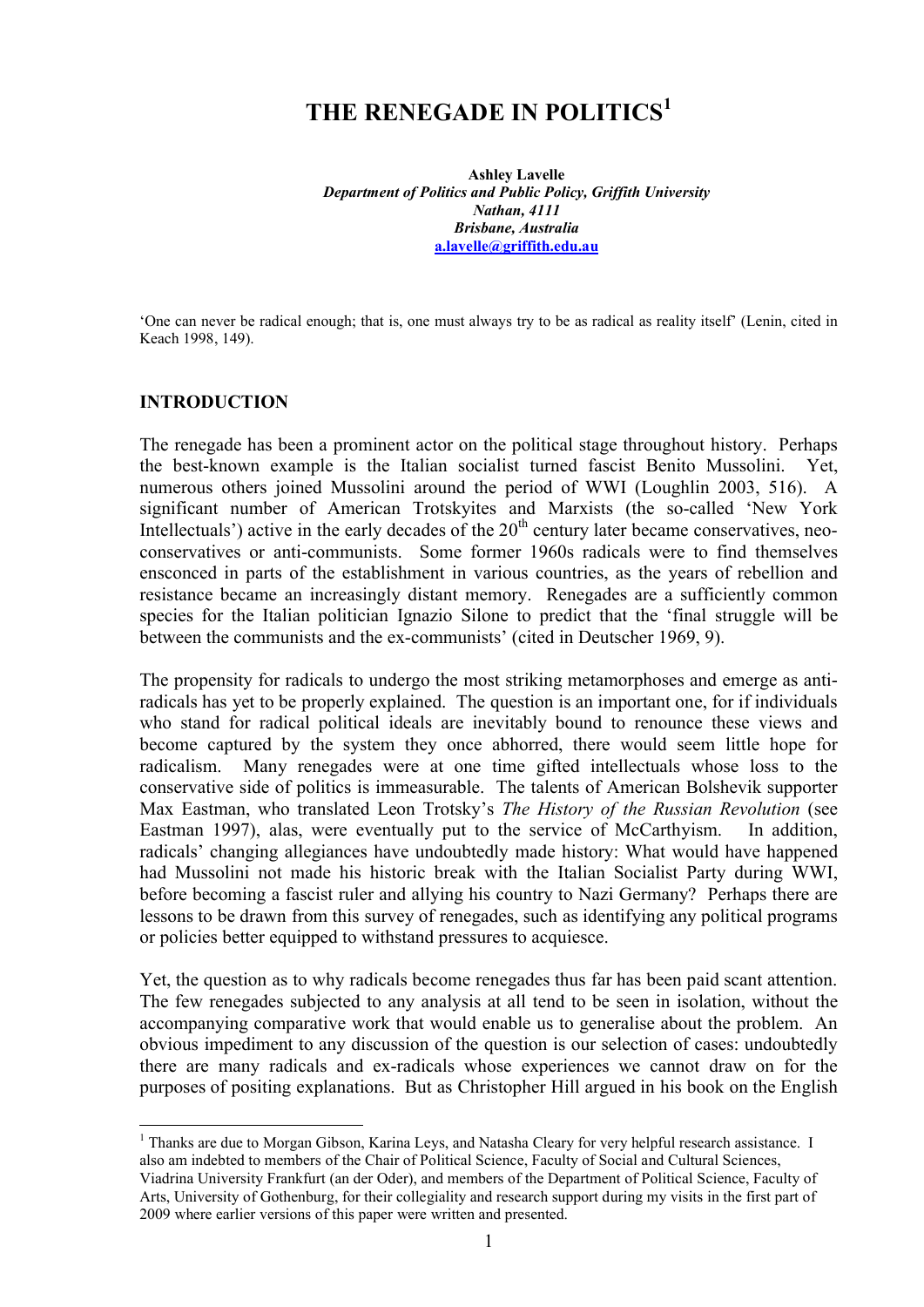# THE RENEGADE IN POLITICS[1]

**Ashley Lavelle**
***Department of Politics and Public Policy, Griffith University***
***Nathan, 4111***
***Brisbane, Australia***
**a.lavelle@griffith.edu.au**

'One can never be radical enough; that is, one must always try to be as radical as reality itself' (Lenin, cited in Keach 1998, 149).

## INTRODUCTION

The renegade has been a prominent actor on the political stage throughout history. Perhaps the best-known example is the Italian socialist turned fascist Benito Mussolini. Yet, numerous others joined Mussolini around the period of WWI (Loughlin 2003, 516). A significant number of American Trotskyites and Marxists (the so-called 'New York Intellectuals') active in the early decades of the 20th century later became conservatives, neo-conservatives or anti-communists. Some former 1960s radicals were to find themselves ensconced in parts of the establishment in various countries, as the years of rebellion and resistance became an increasingly distant memory. Renegades are a sufficiently common species for the Italian politician Ignazio Silone to predict that the 'final struggle will be between the communists and the ex-communists' (cited in Deutscher 1969, 9).

The propensity for radicals to undergo the most striking metamorphoses and emerge as anti-radicals has yet to be properly explained. The question is an important one, for if individuals who stand for radical political ideals are inevitably bound to renounce these views and become captured by the system they once abhorred, there would seem little hope for radicalism. Many renegades were at one time gifted intellectuals whose loss to the conservative side of politics is immeasurable. The talents of American Bolshevik supporter Max Eastman, who translated Leon Trotsky's *The History of the Russian Revolution* (see Eastman 1997), alas, were eventually put to the service of McCarthyism. In addition, radicals' changing allegiances have undoubtedly made history: What would have happened had Mussolini not made his historic break with the Italian Socialist Party during WWI, before becoming a fascist ruler and allying his country to Nazi Germany? Perhaps there are lessons to be drawn from this survey of renegades, such as identifying any political programs or policies better equipped to withstand pressures to acquiesce.

Yet, the question as to why radicals become renegades thus far has been paid scant attention. The few renegades subjected to any analysis at all tend to be seen in isolation, without the accompanying comparative work that would enable us to generalise about the problem. An obvious impediment to any discussion of the question is our selection of cases: undoubtedly there are many radicals and ex-radicals whose experiences we cannot draw on for the purposes of positing explanations. But as Christopher Hill argued in his book on the English

[1] Thanks are due to Morgan Gibson, Karina Leys, and Natasha Cleary for very helpful research assistance. I also am indebted to members of the Chair of Political Science, Faculty of Social and Cultural Sciences, Viadrina University Frankfurt (an der Oder), and members of the Department of Political Science, Faculty of Arts, University of Gothenburg, for their collegiality and research support during my visits in the first part of 2009 where earlier versions of this paper were written and presented.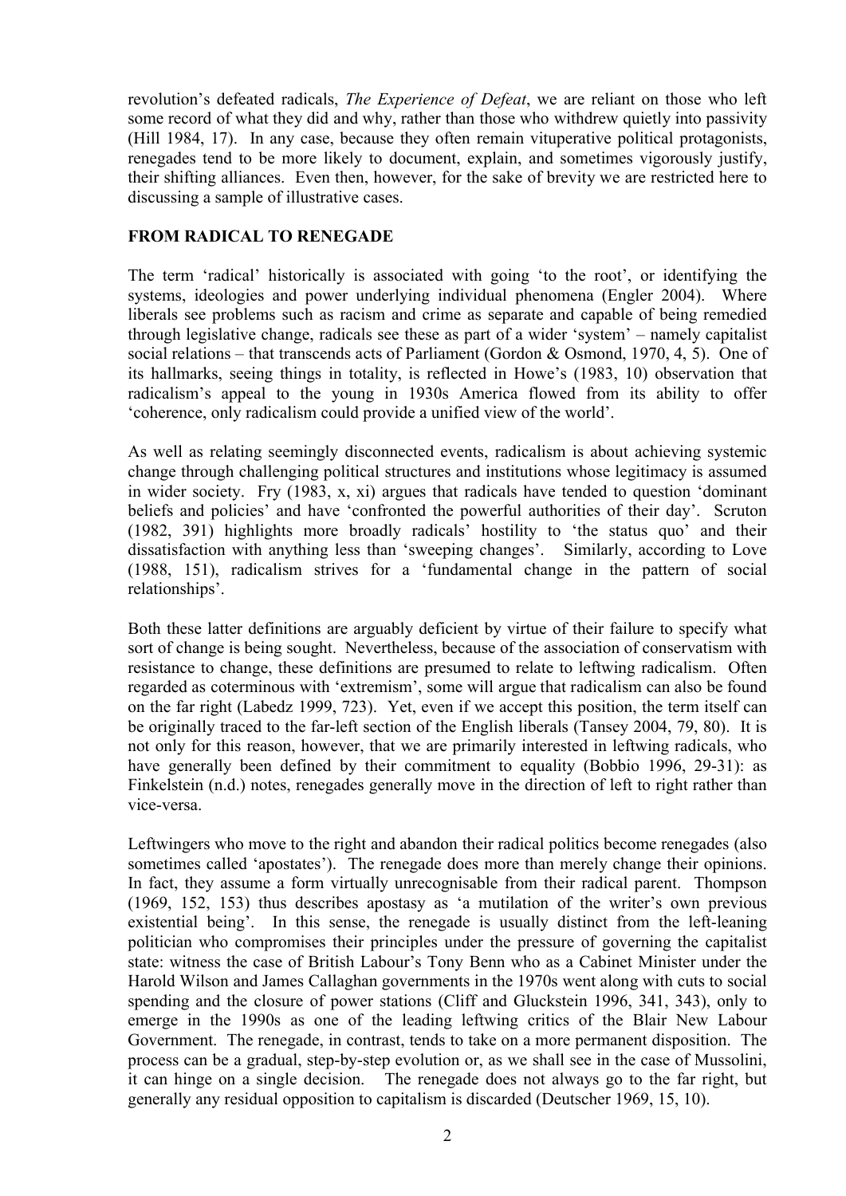revolution's defeated radicals, *The Experience of Defeat*, we are reliant on those who left some record of what they did and why, rather than those who withdrew quietly into passivity (Hill 1984, 17). In any case, because they often remain vituperative political protagonists, renegades tend to be more likely to document, explain, and sometimes vigorously justify, their shifting alliances. Even then, however, for the sake of brevity we are restricted here to discussing a sample of illustrative cases.

**FROM RADICAL TO RENEGADE**

The term 'radical' historically is associated with going 'to the root', or identifying the systems, ideologies and power underlying individual phenomena (Engler 2004). Where liberals see problems such as racism and crime as separate and capable of being remedied through legislative change, radicals see these as part of a wider 'system' – namely capitalist social relations – that transcends acts of Parliament (Gordon & Osmond, 1970, 4, 5). One of its hallmarks, seeing things in totality, is reflected in Howe's (1983, 10) observation that radicalism's appeal to the young in 1930s America flowed from its ability to offer 'coherence, only radicalism could provide a unified view of the world'.

As well as relating seemingly disconnected events, radicalism is about achieving systemic change through challenging political structures and institutions whose legitimacy is assumed in wider society. Fry (1983, x, xi) argues that radicals have tended to question 'dominant beliefs and policies' and have 'confronted the powerful authorities of their day'. Scruton (1982, 391) highlights more broadly radicals' hostility to 'the status quo' and their dissatisfaction with anything less than 'sweeping changes'. Similarly, according to Love (1988, 151), radicalism strives for a 'fundamental change in the pattern of social relationships'.

Both these latter definitions are arguably deficient by virtue of their failure to specify what sort of change is being sought. Nevertheless, because of the association of conservatism with resistance to change, these definitions are presumed to relate to leftwing radicalism. Often regarded as coterminous with 'extremism', some will argue that radicalism can also be found on the far right (Labedz 1999, 723). Yet, even if we accept this position, the term itself can be originally traced to the far-left section of the English liberals (Tansey 2004, 79, 80). It is not only for this reason, however, that we are primarily interested in leftwing radicals, who have generally been defined by their commitment to equality (Bobbio 1996, 29-31): as Finkelstein (n.d.) notes, renegades generally move in the direction of left to right rather than vice-versa.

Leftwingers who move to the right and abandon their radical politics become renegades (also sometimes called 'apostates'). The renegade does more than merely change their opinions. In fact, they assume a form virtually unrecognisable from their radical parent. Thompson (1969, 152, 153) thus describes apostasy as 'a mutilation of the writer's own previous existential being'. In this sense, the renegade is usually distinct from the left-leaning politician who compromises their principles under the pressure of governing the capitalist state: witness the case of British Labour's Tony Benn who as a Cabinet Minister under the Harold Wilson and James Callaghan governments in the 1970s went along with cuts to social spending and the closure of power stations (Cliff and Gluckstein 1996, 341, 343), only to emerge in the 1990s as one of the leading leftwing critics of the Blair New Labour Government. The renegade, in contrast, tends to take on a more permanent disposition. The process can be a gradual, step-by-step evolution or, as we shall see in the case of Mussolini, it can hinge on a single decision. The renegade does not always go to the far right, but generally any residual opposition to capitalism is discarded (Deutscher 1969, 15, 10).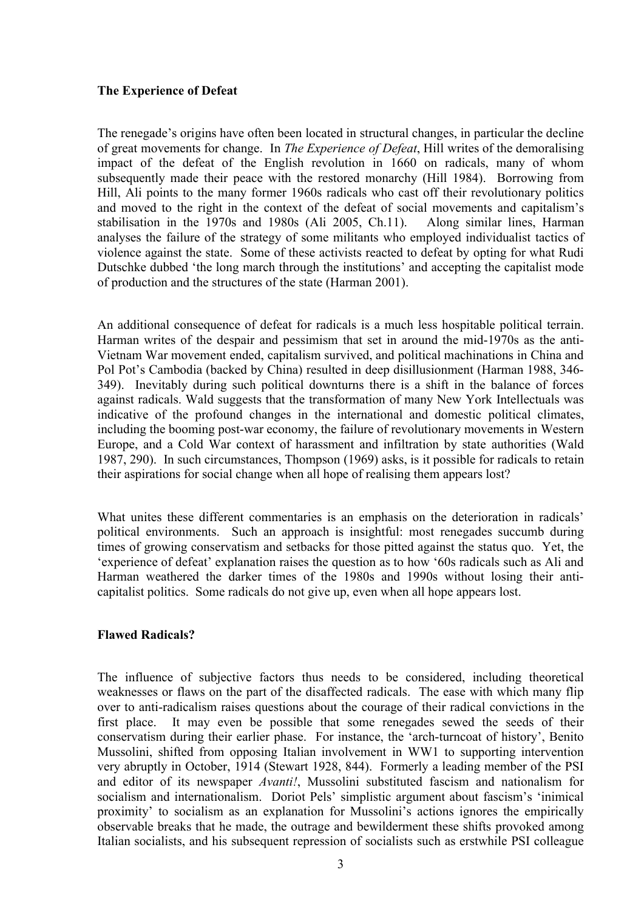### The Experience of Defeat

The renegade's origins have often been located in structural changes, in particular the decline of great movements for change. In *The Experience of Defeat*, Hill writes of the demoralising impact of the defeat of the English revolution in 1660 on radicals, many of whom subsequently made their peace with the restored monarchy (Hill 1984). Borrowing from Hill, Ali points to the many former 1960s radicals who cast off their revolutionary politics and moved to the right in the context of the defeat of social movements and capitalism's stabilisation in the 1970s and 1980s (Ali 2005, Ch.11). Along similar lines, Harman analyses the failure of the strategy of some militants who employed individualist tactics of violence against the state. Some of these activists reacted to defeat by opting for what Rudi Dutschke dubbed 'the long march through the institutions' and accepting the capitalist mode of production and the structures of the state (Harman 2001).

An additional consequence of defeat for radicals is a much less hospitable political terrain. Harman writes of the despair and pessimism that set in around the mid-1970s as the anti-Vietnam War movement ended, capitalism survived, and political machinations in China and Pol Pot's Cambodia (backed by China) resulted in deep disillusionment (Harman 1988, 346-349). Inevitably during such political downturns there is a shift in the balance of forces against radicals. Wald suggests that the transformation of many New York Intellectuals was indicative of the profound changes in the international and domestic political climates, including the booming post-war economy, the failure of revolutionary movements in Western Europe, and a Cold War context of harassment and infiltration by state authorities (Wald 1987, 290). In such circumstances, Thompson (1969) asks, is it possible for radicals to retain their aspirations for social change when all hope of realising them appears lost?

What unites these different commentaries is an emphasis on the deterioration in radicals' political environments. Such an approach is insightful: most renegades succumb during times of growing conservatism and setbacks for those pitted against the status quo. Yet, the 'experience of defeat' explanation raises the question as to how '60s radicals such as Ali and Harman weathered the darker times of the 1980s and 1990s without losing their anti-capitalist politics. Some radicals do not give up, even when all hope appears lost.

### Flawed Radicals?

The influence of subjective factors thus needs to be considered, including theoretical weaknesses or flaws on the part of the disaffected radicals. The ease with which many flip over to anti-radicalism raises questions about the courage of their radical convictions in the first place. It may even be possible that some renegades sewed the seeds of their conservatism during their earlier phase. For instance, the 'arch-turncoat of history', Benito Mussolini, shifted from opposing Italian involvement in WW1 to supporting intervention very abruptly in October, 1914 (Stewart 1928, 844). Formerly a leading member of the PSI and editor of its newspaper *Avanti!*, Mussolini substituted fascism and nationalism for socialism and internationalism. Doriot Pels' simplistic argument about fascism's 'inimical proximity' to socialism as an explanation for Mussolini's actions ignores the empirically observable breaks that he made, the outrage and bewilderment these shifts provoked among Italian socialists, and his subsequent repression of socialists such as erstwhile PSI colleague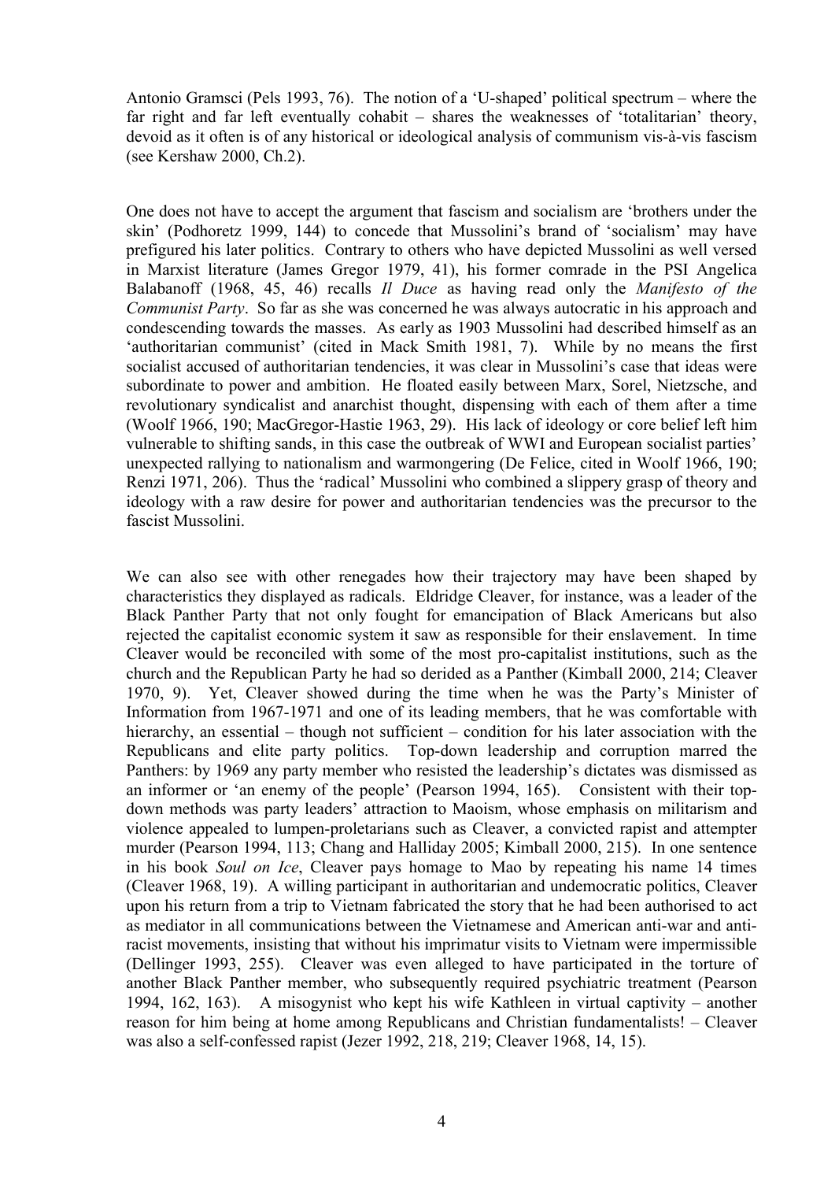Antonio Gramsci (Pels 1993, 76). The notion of a 'U-shaped' political spectrum – where the far right and far left eventually cohabit – shares the weaknesses of 'totalitarian' theory, devoid as it often is of any historical or ideological analysis of communism vis-à-vis fascism (see Kershaw 2000, Ch.2).

One does not have to accept the argument that fascism and socialism are 'brothers under the skin' (Podhoretz 1999, 144) to concede that Mussolini's brand of 'socialism' may have prefigured his later politics. Contrary to others who have depicted Mussolini as well versed in Marxist literature (James Gregor 1979, 41), his former comrade in the PSI Angelica Balabanoff (1968, 45, 46) recalls *Il Duce* as having read only the *Manifesto of the Communist Party*. So far as she was concerned he was always autocratic in his approach and condescending towards the masses. As early as 1903 Mussolini had described himself as an 'authoritarian communist' (cited in Mack Smith 1981, 7). While by no means the first socialist accused of authoritarian tendencies, it was clear in Mussolini's case that ideas were subordinate to power and ambition. He floated easily between Marx, Sorel, Nietzsche, and revolutionary syndicalist and anarchist thought, dispensing with each of them after a time (Woolf 1966, 190; MacGregor-Hastie 1963, 29). His lack of ideology or core belief left him vulnerable to shifting sands, in this case the outbreak of WWI and European socialist parties' unexpected rallying to nationalism and warmongering (De Felice, cited in Woolf 1966, 190; Renzi 1971, 206). Thus the 'radical' Mussolini who combined a slippery grasp of theory and ideology with a raw desire for power and authoritarian tendencies was the precursor to the fascist Mussolini.

We can also see with other renegades how their trajectory may have been shaped by characteristics they displayed as radicals. Eldridge Cleaver, for instance, was a leader of the Black Panther Party that not only fought for emancipation of Black Americans but also rejected the capitalist economic system it saw as responsible for their enslavement. In time Cleaver would be reconciled with some of the most pro-capitalist institutions, such as the church and the Republican Party he had so derided as a Panther (Kimball 2000, 214; Cleaver 1970, 9). Yet, Cleaver showed during the time when he was the Party's Minister of Information from 1967-1971 and one of its leading members, that he was comfortable with hierarchy, an essential – though not sufficient – condition for his later association with the Republicans and elite party politics. Top-down leadership and corruption marred the Panthers: by 1969 any party member who resisted the leadership's dictates was dismissed as an informer or 'an enemy of the people' (Pearson 1994, 165). Consistent with their top-down methods was party leaders' attraction to Maoism, whose emphasis on militarism and violence appealed to lumpen-proletarians such as Cleaver, a convicted rapist and attempter murder (Pearson 1994, 113; Chang and Halliday 2005; Kimball 2000, 215). In one sentence in his book *Soul on Ice*, Cleaver pays homage to Mao by repeating his name 14 times (Cleaver 1968, 19). A willing participant in authoritarian and undemocratic politics, Cleaver upon his return from a trip to Vietnam fabricated the story that he had been authorised to act as mediator in all communications between the Vietnamese and American anti-war and anti-racist movements, insisting that without his imprimatur visits to Vietnam were impermissible (Dellinger 1993, 255). Cleaver was even alleged to have participated in the torture of another Black Panther member, who subsequently required psychiatric treatment (Pearson 1994, 162, 163). A misogynist who kept his wife Kathleen in virtual captivity – another reason for him being at home among Republicans and Christian fundamentalists! – Cleaver was also a self-confessed rapist (Jezer 1992, 218, 219; Cleaver 1968, 14, 15).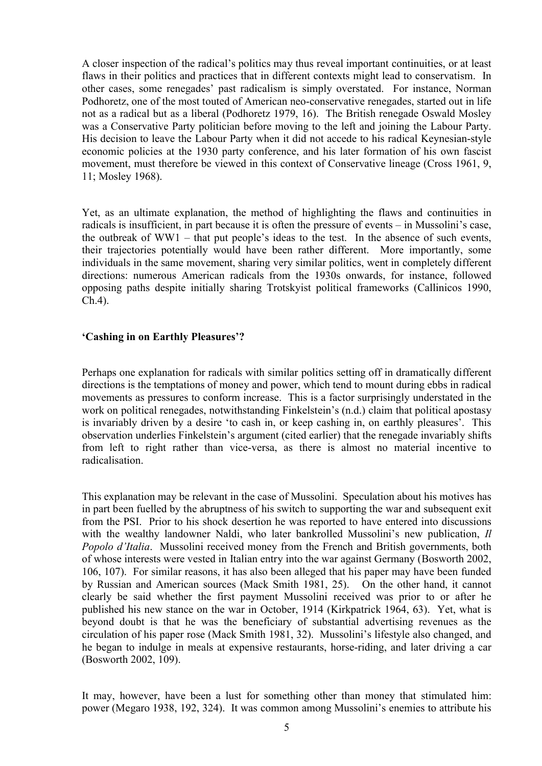A closer inspection of the radical's politics may thus reveal important continuities, or at least flaws in their politics and practices that in different contexts might lead to conservatism. In other cases, some renegades' past radicalism is simply overstated. For instance, Norman Podhoretz, one of the most touted of American neo-conservative renegades, started out in life not as a radical but as a liberal (Podhoretz 1979, 16). The British renegade Oswald Mosley was a Conservative Party politician before moving to the left and joining the Labour Party. His decision to leave the Labour Party when it did not accede to his radical Keynesian-style economic policies at the 1930 party conference, and his later formation of his own fascist movement, must therefore be viewed in this context of Conservative lineage (Cross 1961, 9, 11; Mosley 1968).

Yet, as an ultimate explanation, the method of highlighting the flaws and continuities in radicals is insufficient, in part because it is often the pressure of events – in Mussolini's case, the outbreak of WW1 – that put people's ideas to the test. In the absence of such events, their trajectories potentially would have been rather different. More importantly, some individuals in the same movement, sharing very similar politics, went in completely different directions: numerous American radicals from the 1930s onwards, for instance, followed opposing paths despite initially sharing Trotskyist political frameworks (Callinicos 1990, Ch.4).

**'Cashing in on Earthly Pleasures'?**

Perhaps one explanation for radicals with similar politics setting off in dramatically different directions is the temptations of money and power, which tend to mount during ebbs in radical movements as pressures to conform increase. This is a factor surprisingly understated in the work on political renegades, notwithstanding Finkelstein's (n.d.) claim that political apostasy is invariably driven by a desire 'to cash in, or keep cashing in, on earthly pleasures'. This observation underlies Finkelstein's argument (cited earlier) that the renegade invariably shifts from left to right rather than vice-versa, as there is almost no material incentive to radicalisation.

This explanation may be relevant in the case of Mussolini. Speculation about his motives has in part been fuelled by the abruptness of his switch to supporting the war and subsequent exit from the PSI. Prior to his shock desertion he was reported to have entered into discussions with the wealthy landowner Naldi, who later bankrolled Mussolini's new publication, *Il Popolo d'Italia*. Mussolini received money from the French and British governments, both of whose interests were vested in Italian entry into the war against Germany (Bosworth 2002, 106, 107). For similar reasons, it has also been alleged that his paper may have been funded by Russian and American sources (Mack Smith 1981, 25). On the other hand, it cannot clearly be said whether the first payment Mussolini received was prior to or after he published his new stance on the war in October, 1914 (Kirkpatrick 1964, 63). Yet, what is beyond doubt is that he was the beneficiary of substantial advertising revenues as the circulation of his paper rose (Mack Smith 1981, 32). Mussolini's lifestyle also changed, and he began to indulge in meals at expensive restaurants, horse-riding, and later driving a car (Bosworth 2002, 109).

It may, however, have been a lust for something other than money that stimulated him: power (Megaro 1938, 192, 324). It was common among Mussolini's enemies to attribute his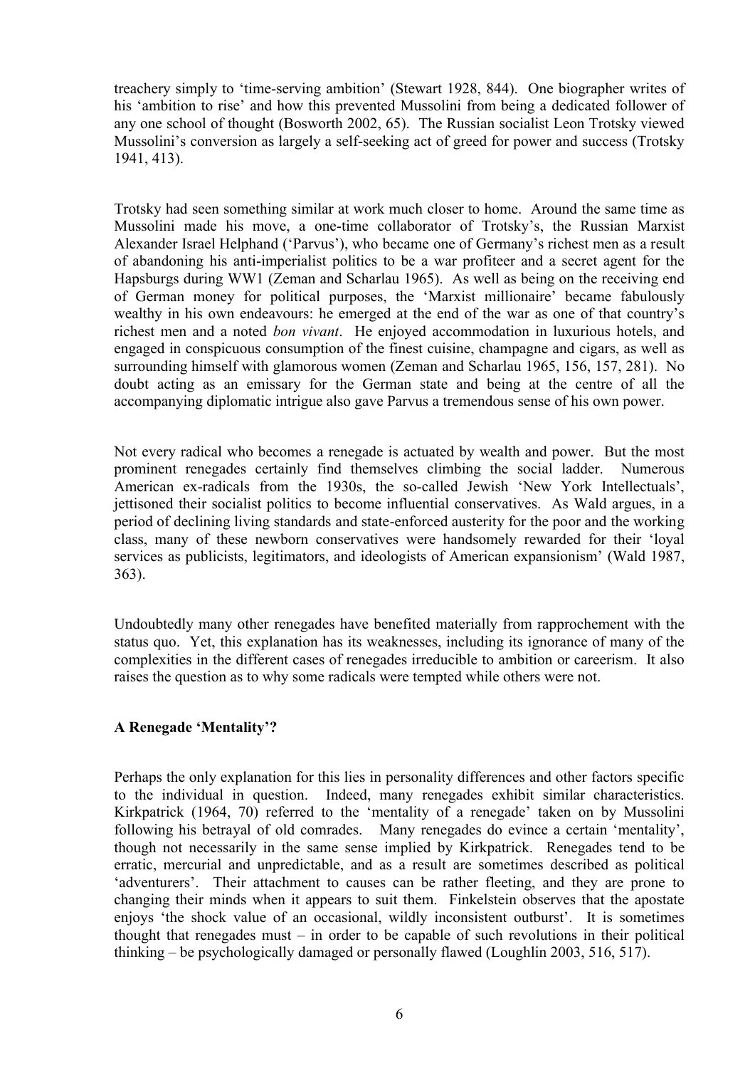treachery simply to 'time-serving ambition' (Stewart 1928, 844). One biographer writes of his 'ambition to rise' and how this prevented Mussolini from being a dedicated follower of any one school of thought (Bosworth 2002, 65). The Russian socialist Leon Trotsky viewed Mussolini's conversion as largely a self-seeking act of greed for power and success (Trotsky 1941, 413).

Trotsky had seen something similar at work much closer to home. Around the same time as Mussolini made his move, a one-time collaborator of Trotsky's, the Russian Marxist Alexander Israel Helphand ('Parvus'), who became one of Germany's richest men as a result of abandoning his anti-imperialist politics to be a war profiteer and a secret agent for the Hapsburgs during WW1 (Zeman and Scharlau 1965). As well as being on the receiving end of German money for political purposes, the 'Marxist millionaire' became fabulously wealthy in his own endeavours: he emerged at the end of the war as one of that country's richest men and a noted *bon vivant*. He enjoyed accommodation in luxurious hotels, and engaged in conspicuous consumption of the finest cuisine, champagne and cigars, as well as surrounding himself with glamorous women (Zeman and Scharlau 1965, 156, 157, 281). No doubt acting as an emissary for the German state and being at the centre of all the accompanying diplomatic intrigue also gave Parvus a tremendous sense of his own power.

Not every radical who becomes a renegade is actuated by wealth and power. But the most prominent renegades certainly find themselves climbing the social ladder. Numerous American ex-radicals from the 1930s, the so-called Jewish 'New York Intellectuals', jettisoned their socialist politics to become influential conservatives. As Wald argues, in a period of declining living standards and state-enforced austerity for the poor and the working class, many of these newborn conservatives were handsomely rewarded for their 'loyal services as publicists, legitimators, and ideologists of American expansionism' (Wald 1987, 363).

Undoubtedly many other renegades have benefited materially from rapprochement with the status quo. Yet, this explanation has its weaknesses, including its ignorance of many of the complexities in the different cases of renegades irreducible to ambition or careerism. It also raises the question as to why some radicals were tempted while others were not.

## A Renegade 'Mentality'?

Perhaps the only explanation for this lies in personality differences and other factors specific to the individual in question. Indeed, many renegades exhibit similar characteristics. Kirkpatrick (1964, 70) referred to the 'mentality of a renegade' taken on by Mussolini following his betrayal of old comrades. Many renegades do evince a certain 'mentality', though not necessarily in the same sense implied by Kirkpatrick. Renegades tend to be erratic, mercurial and unpredictable, and as a result are sometimes described as political 'adventurers'. Their attachment to causes can be rather fleeting, and they are prone to changing their minds when it appears to suit them. Finkelstein observes that the apostate enjoys 'the shock value of an occasional, wildly inconsistent outburst'. It is sometimes thought that renegades must – in order to be capable of such revolutions in their political thinking – be psychologically damaged or personally flawed (Loughlin 2003, 516, 517).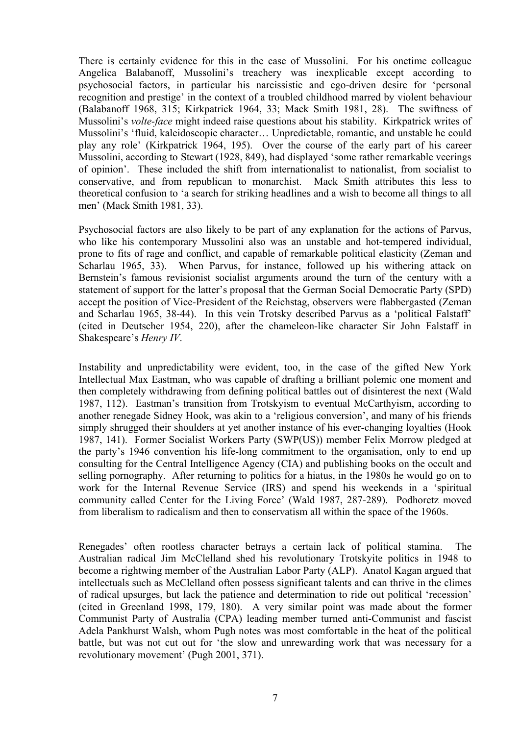There is certainly evidence for this in the case of Mussolini. For his onetime colleague Angelica Balabanoff, Mussolini's treachery was inexplicable except according to psychosocial factors, in particular his narcissistic and ego-driven desire for 'personal recognition and prestige' in the context of a troubled childhood marred by violent behaviour (Balabanoff 1968, 315; Kirkpatrick 1964, 33; Mack Smith 1981, 28). The swiftness of Mussolini's *volte-face* might indeed raise questions about his stability. Kirkpatrick writes of Mussolini's 'fluid, kaleidoscopic character… Unpredictable, romantic, and unstable he could play any role' (Kirkpatrick 1964, 195). Over the course of the early part of his career Mussolini, according to Stewart (1928, 849), had displayed 'some rather remarkable veerings of opinion'. These included the shift from internationalist to nationalist, from socialist to conservative, and from republican to monarchist. Mack Smith attributes this less to theoretical confusion to 'a search for striking headlines and a wish to become all things to all men' (Mack Smith 1981, 33).

Psychosocial factors are also likely to be part of any explanation for the actions of Parvus, who like his contemporary Mussolini also was an unstable and hot-tempered individual, prone to fits of rage and conflict, and capable of remarkable political elasticity (Zeman and Scharlau 1965, 33). When Parvus, for instance, followed up his withering attack on Bernstein's famous revisionist socialist arguments around the turn of the century with a statement of support for the latter's proposal that the German Social Democratic Party (SPD) accept the position of Vice-President of the Reichstag, observers were flabbergasted (Zeman and Scharlau 1965, 38-44). In this vein Trotsky described Parvus as a 'political Falstaff' (cited in Deutscher 1954, 220), after the chameleon-like character Sir John Falstaff in Shakespeare's *Henry IV*.

Instability and unpredictability were evident, too, in the case of the gifted New York Intellectual Max Eastman, who was capable of drafting a brilliant polemic one moment and then completely withdrawing from defining political battles out of disinterest the next (Wald 1987, 112). Eastman's transition from Trotskyism to eventual McCarthyism, according to another renegade Sidney Hook, was akin to a 'religious conversion', and many of his friends simply shrugged their shoulders at yet another instance of his ever-changing loyalties (Hook 1987, 141). Former Socialist Workers Party (SWP(US)) member Felix Morrow pledged at the party's 1946 convention his life-long commitment to the organisation, only to end up consulting for the Central Intelligence Agency (CIA) and publishing books on the occult and selling pornography. After returning to politics for a hiatus, in the 1980s he would go on to work for the Internal Revenue Service (IRS) and spend his weekends in a 'spiritual community called Center for the Living Force' (Wald 1987, 287-289). Podhoretz moved from liberalism to radicalism and then to conservatism all within the space of the 1960s.

Renegades' often rootless character betrays a certain lack of political stamina. The Australian radical Jim McClelland shed his revolutionary Trotskyite politics in 1948 to become a rightwing member of the Australian Labor Party (ALP). Anatol Kagan argued that intellectuals such as McClelland often possess significant talents and can thrive in the climes of radical upsurges, but lack the patience and determination to ride out political 'recession' (cited in Greenland 1998, 179, 180). A very similar point was made about the former Communist Party of Australia (CPA) leading member turned anti-Communist and fascist Adela Pankhurst Walsh, whom Pugh notes was most comfortable in the heat of the political battle, but was not cut out for 'the slow and unrewarding work that was necessary for a revolutionary movement' (Pugh 2001, 371).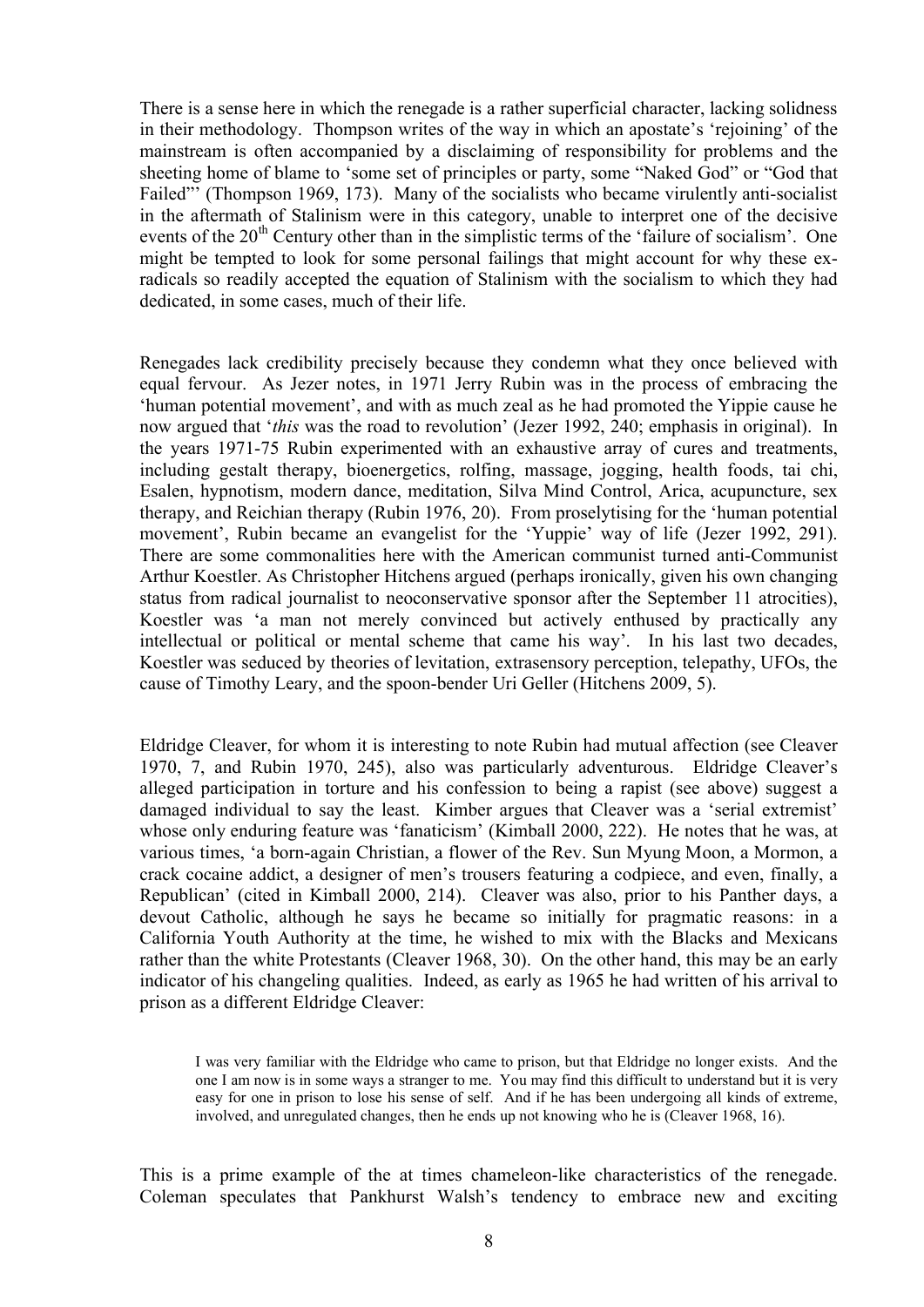There is a sense here in which the renegade is a rather superficial character, lacking solidness in their methodology. Thompson writes of the way in which an apostate's 'rejoining' of the mainstream is often accompanied by a disclaiming of responsibility for problems and the sheeting home of blame to 'some set of principles or party, some "Naked God" or "God that Failed"' (Thompson 1969, 173). Many of the socialists who became virulently anti-socialist in the aftermath of Stalinism were in this category, unable to interpret one of the decisive events of the 20th Century other than in the simplistic terms of the 'failure of socialism'. One might be tempted to look for some personal failings that might account for why these ex-radicals so readily accepted the equation of Stalinism with the socialism to which they had dedicated, in some cases, much of their life.

Renegades lack credibility precisely because they condemn what they once believed with equal fervour. As Jezer notes, in 1971 Jerry Rubin was in the process of embracing the 'human potential movement', and with as much zeal as he had promoted the Yippie cause he now argued that '*this* was the road to revolution' (Jezer 1992, 240; emphasis in original). In the years 1971-75 Rubin experimented with an exhaustive array of cures and treatments, including gestalt therapy, bioenergetics, rolfing, massage, jogging, health foods, tai chi, Esalen, hypnotism, modern dance, meditation, Silva Mind Control, Arica, acupuncture, sex therapy, and Reichian therapy (Rubin 1976, 20). From proselytising for the 'human potential movement', Rubin became an evangelist for the 'Yuppie' way of life (Jezer 1992, 291). There are some commonalities here with the American communist turned anti-Communist Arthur Koestler. As Christopher Hitchens argued (perhaps ironically, given his own changing status from radical journalist to neoconservative sponsor after the September 11 atrocities), Koestler was 'a man not merely convinced but actively enthused by practically any intellectual or political or mental scheme that came his way'. In his last two decades, Koestler was seduced by theories of levitation, extrasensory perception, telepathy, UFOs, the cause of Timothy Leary, and the spoon-bender Uri Geller (Hitchens 2009, 5).

Eldridge Cleaver, for whom it is interesting to note Rubin had mutual affection (see Cleaver 1970, 7, and Rubin 1970, 245), also was particularly adventurous. Eldridge Cleaver's alleged participation in torture and his confession to being a rapist (see above) suggest a damaged individual to say the least. Kimber argues that Cleaver was a 'serial extremist' whose only enduring feature was 'fanaticism' (Kimball 2000, 222). He notes that he was, at various times, 'a born-again Christian, a flower of the Rev. Sun Myung Moon, a Mormon, a crack cocaine addict, a designer of men's trousers featuring a codpiece, and even, finally, a Republican' (cited in Kimball 2000, 214). Cleaver was also, prior to his Panther days, a devout Catholic, although he says he became so initially for pragmatic reasons: in a California Youth Authority at the time, he wished to mix with the Blacks and Mexicans rather than the white Protestants (Cleaver 1968, 30). On the other hand, this may be an early indicator of his changeling qualities. Indeed, as early as 1965 he had written of his arrival to prison as a different Eldridge Cleaver:

> I was very familiar with the Eldridge who came to prison, but that Eldridge no longer exists. And the one I am now is in some ways a stranger to me. You may find this difficult to understand but it is very easy for one in prison to lose his sense of self. And if he has been undergoing all kinds of extreme, involved, and unregulated changes, then he ends up not knowing who he is (Cleaver 1968, 16).

This is a prime example of the at times chameleon-like characteristics of the renegade. Coleman speculates that Pankhurst Walsh's tendency to embrace new and exciting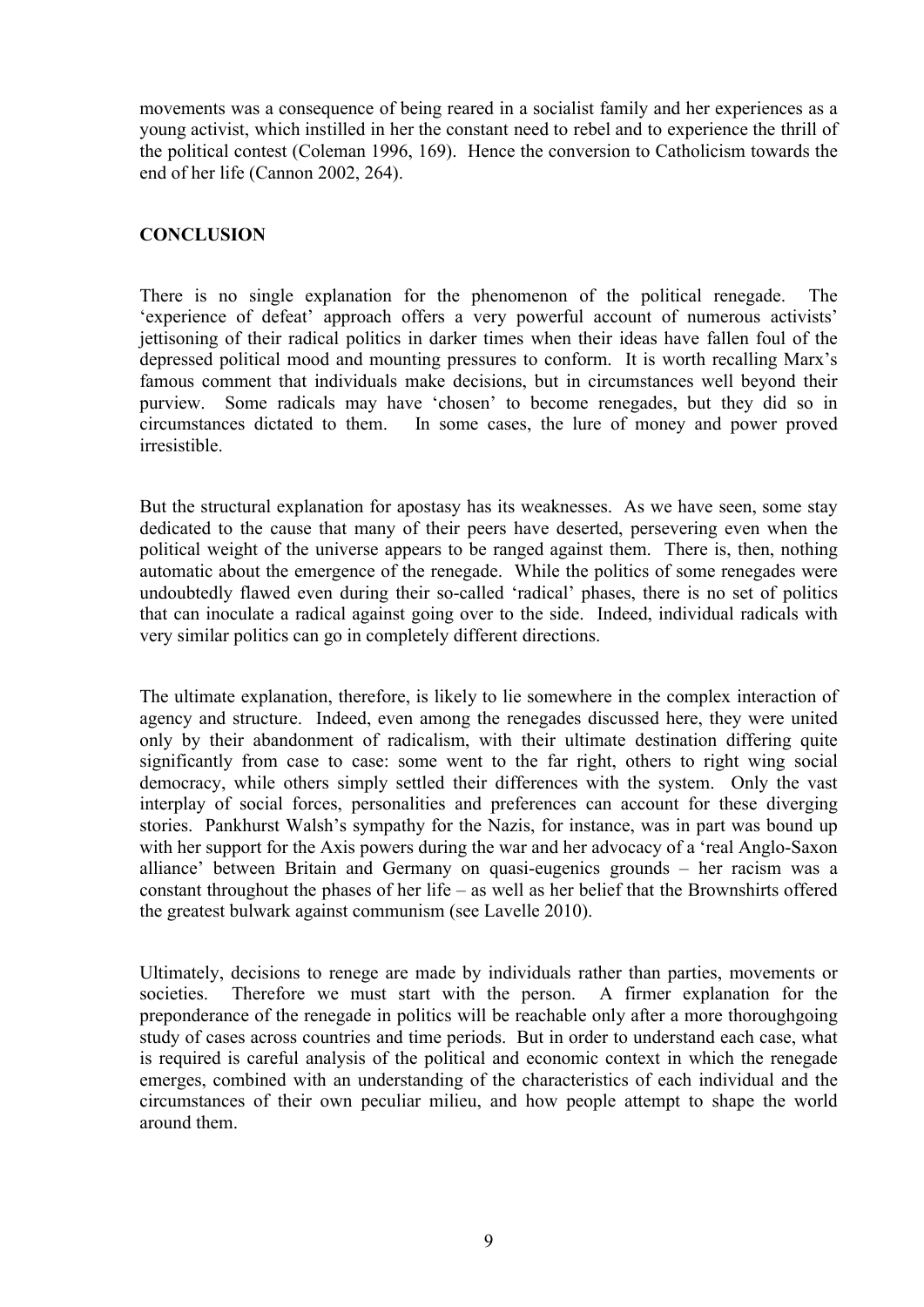movements was a consequence of being reared in a socialist family and her experiences as a young activist, which instilled in her the constant need to rebel and to experience the thrill of the political contest (Coleman 1996, 169). Hence the conversion to Catholicism towards the end of her life (Cannon 2002, 264).

## CONCLUSION

There is no single explanation for the phenomenon of the political renegade. The 'experience of defeat' approach offers a very powerful account of numerous activists' jettisoning of their radical politics in darker times when their ideas have fallen foul of the depressed political mood and mounting pressures to conform. It is worth recalling Marx's famous comment that individuals make decisions, but in circumstances well beyond their purview. Some radicals may have 'chosen' to become renegades, but they did so in circumstances dictated to them. In some cases, the lure of money and power proved irresistible.

But the structural explanation for apostasy has its weaknesses. As we have seen, some stay dedicated to the cause that many of their peers have deserted, persevering even when the political weight of the universe appears to be ranged against them. There is, then, nothing automatic about the emergence of the renegade. While the politics of some renegades were undoubtedly flawed even during their so-called 'radical' phases, there is no set of politics that can inoculate a radical against going over to the side. Indeed, individual radicals with very similar politics can go in completely different directions.

The ultimate explanation, therefore, is likely to lie somewhere in the complex interaction of agency and structure. Indeed, even among the renegades discussed here, they were united only by their abandonment of radicalism, with their ultimate destination differing quite significantly from case to case: some went to the far right, others to right wing social democracy, while others simply settled their differences with the system. Only the vast interplay of social forces, personalities and preferences can account for these diverging stories. Pankhurst Walsh's sympathy for the Nazis, for instance, was in part was bound up with her support for the Axis powers during the war and her advocacy of a 'real Anglo-Saxon alliance' between Britain and Germany on quasi-eugenics grounds – her racism was a constant throughout the phases of her life – as well as her belief that the Brownshirts offered the greatest bulwark against communism (see Lavelle 2010).

Ultimately, decisions to renege are made by individuals rather than parties, movements or societies. Therefore we must start with the person. A firmer explanation for the preponderance of the renegade in politics will be reachable only after a more thoroughgoing study of cases across countries and time periods. But in order to understand each case, what is required is careful analysis of the political and economic context in which the renegade emerges, combined with an understanding of the characteristics of each individual and the circumstances of their own peculiar milieu, and how people attempt to shape the world around them.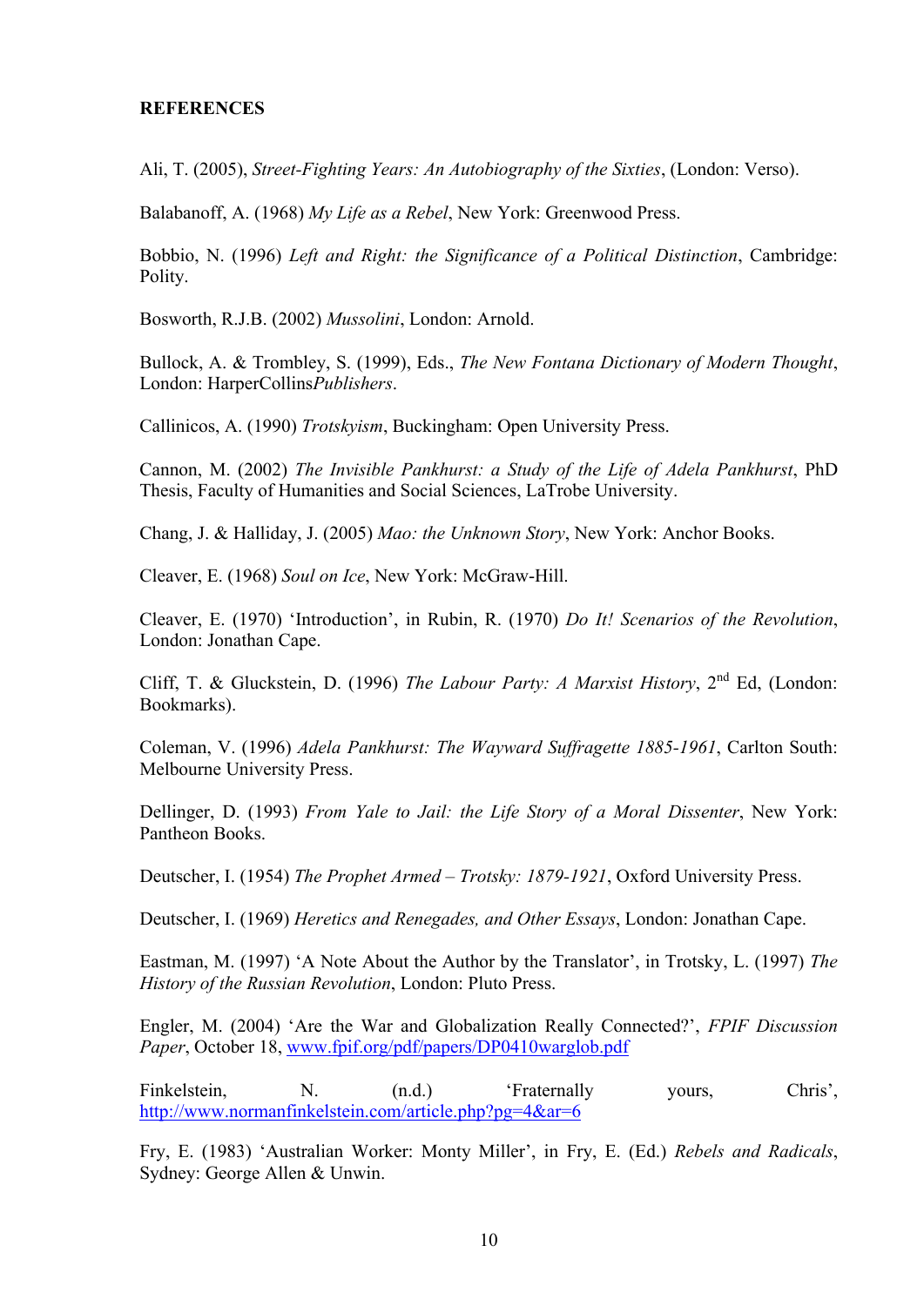**REFERENCES**

Ali, T. (2005), *Street-Fighting Years: An Autobiography of the Sixties*, (London: Verso).

Balabanoff, A. (1968) *My Life as a Rebel*, New York: Greenwood Press.

Bobbio, N. (1996) *Left and Right: the Significance of a Political Distinction*, Cambridge: Polity.

Bosworth, R.J.B. (2002) *Mussolini*, London: Arnold.

Bullock, A. & Trombley, S. (1999), Eds., *The New Fontana Dictionary of Modern Thought*, London: HarperCollins*Publishers*.

Callinicos, A. (1990) *Trotskyism*, Buckingham: Open University Press.

Cannon, M. (2002) *The Invisible Pankhurst: a Study of the Life of Adela Pankhurst*, PhD Thesis, Faculty of Humanities and Social Sciences, LaTrobe University.

Chang, J. & Halliday, J. (2005) *Mao: the Unknown Story*, New York: Anchor Books.

Cleaver, E. (1968) *Soul on Ice*, New York: McGraw-Hill.

Cleaver, E. (1970) 'Introduction', in Rubin, R. (1970) *Do It! Scenarios of the Revolution*, London: Jonathan Cape.

Cliff, T. & Gluckstein, D. (1996) *The Labour Party: A Marxist History*, 2nd Ed, (London: Bookmarks).

Coleman, V. (1996) *Adela Pankhurst: The Wayward Suffragette 1885-1961*, Carlton South: Melbourne University Press.

Dellinger, D. (1993) *From Yale to Jail: the Life Story of a Moral Dissenter*, New York: Pantheon Books.

Deutscher, I. (1954) *The Prophet Armed – Trotsky: 1879-1921*, Oxford University Press.

Deutscher, I. (1969) *Heretics and Renegades, and Other Essays*, London: Jonathan Cape.

Eastman, M. (1997) 'A Note About the Author by the Translator', in Trotsky, L. (1997) *The History of the Russian Revolution*, London: Pluto Press.

Engler, M. (2004) 'Are the War and Globalization Really Connected?', *FPIF Discussion Paper*, October 18, www.fpif.org/pdf/papers/DP0410warglob.pdf

Finkelstein, N. (n.d.) 'Fraternally yours, Chris', http://www.normanfinkelstein.com/article.php?pg=4&ar=6

Fry, E. (1983) 'Australian Worker: Monty Miller', in Fry, E. (Ed.) *Rebels and Radicals*, Sydney: George Allen & Unwin.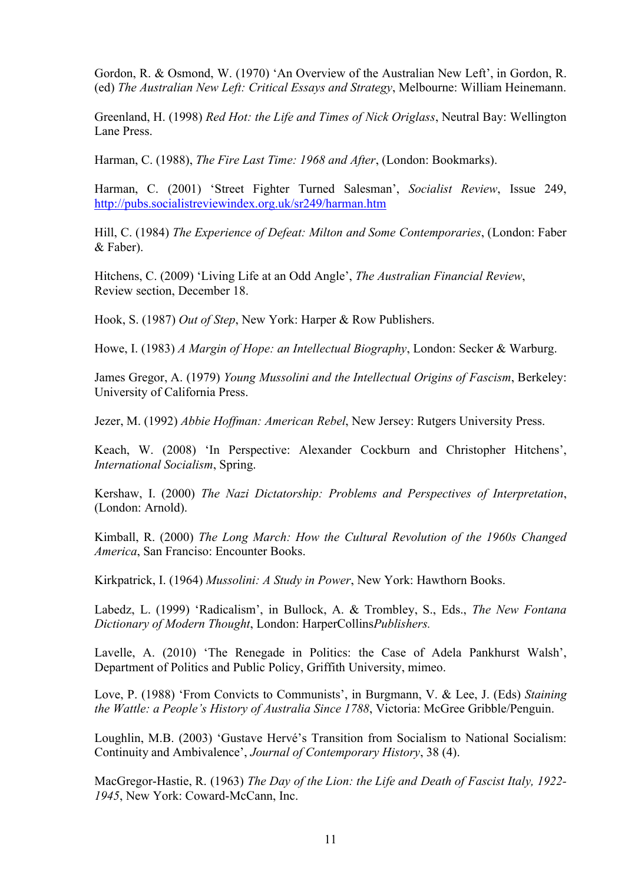Gordon, R. & Osmond, W. (1970) 'An Overview of the Australian New Left', in Gordon, R. (ed) *The Australian New Left: Critical Essays and Strategy*, Melbourne: William Heinemann.

Greenland, H. (1998) *Red Hot: the Life and Times of Nick Origlass*, Neutral Bay: Wellington Lane Press.

Harman, C. (1988), *The Fire Last Time: 1968 and After*, (London: Bookmarks).

Harman, C. (2001) 'Street Fighter Turned Salesman', *Socialist Review*, Issue 249, http://pubs.socialistreviewindex.org.uk/sr249/harman.htm

Hill, C. (1984) *The Experience of Defeat: Milton and Some Contemporaries*, (London: Faber & Faber).

Hitchens, C. (2009) 'Living Life at an Odd Angle', *The Australian Financial Review*, Review section, December 18.

Hook, S. (1987) *Out of Step*, New York: Harper & Row Publishers.

Howe, I. (1983) *A Margin of Hope: an Intellectual Biography*, London: Secker & Warburg.

James Gregor, A. (1979) *Young Mussolini and the Intellectual Origins of Fascism*, Berkeley: University of California Press.

Jezer, M. (1992) *Abbie Hoffman: American Rebel*, New Jersey: Rutgers University Press.

Keach, W. (2008) 'In Perspective: Alexander Cockburn and Christopher Hitchens', *International Socialism*, Spring.

Kershaw, I. (2000) *The Nazi Dictatorship: Problems and Perspectives of Interpretation*, (London: Arnold).

Kimball, R. (2000) *The Long March: How the Cultural Revolution of the 1960s Changed America*, San Francisco: Encounter Books.

Kirkpatrick, I. (1964) *Mussolini: A Study in Power*, New York: Hawthorn Books.

Labedz, L. (1999) 'Radicalism', in Bullock, A. & Trombley, S., Eds., *The New Fontana Dictionary of Modern Thought*, London: HarperCollins*Publishers.*

Lavelle, A. (2010) 'The Renegade in Politics: the Case of Adela Pankhurst Walsh', Department of Politics and Public Policy, Griffith University, mimeo.

Love, P. (1988) 'From Convicts to Communists', in Burgmann, V. & Lee, J. (Eds) *Staining the Wattle: a People's History of Australia Since 1788*, Victoria: McGree Gribble/Penguin.

Loughlin, M.B. (2003) 'Gustave Hervé's Transition from Socialism to National Socialism: Continuity and Ambivalence', *Journal of Contemporary History*, 38 (4).

MacGregor-Hastie, R. (1963) *The Day of the Lion: the Life and Death of Fascist Italy, 1922-1945*, New York: Coward-McCann, Inc.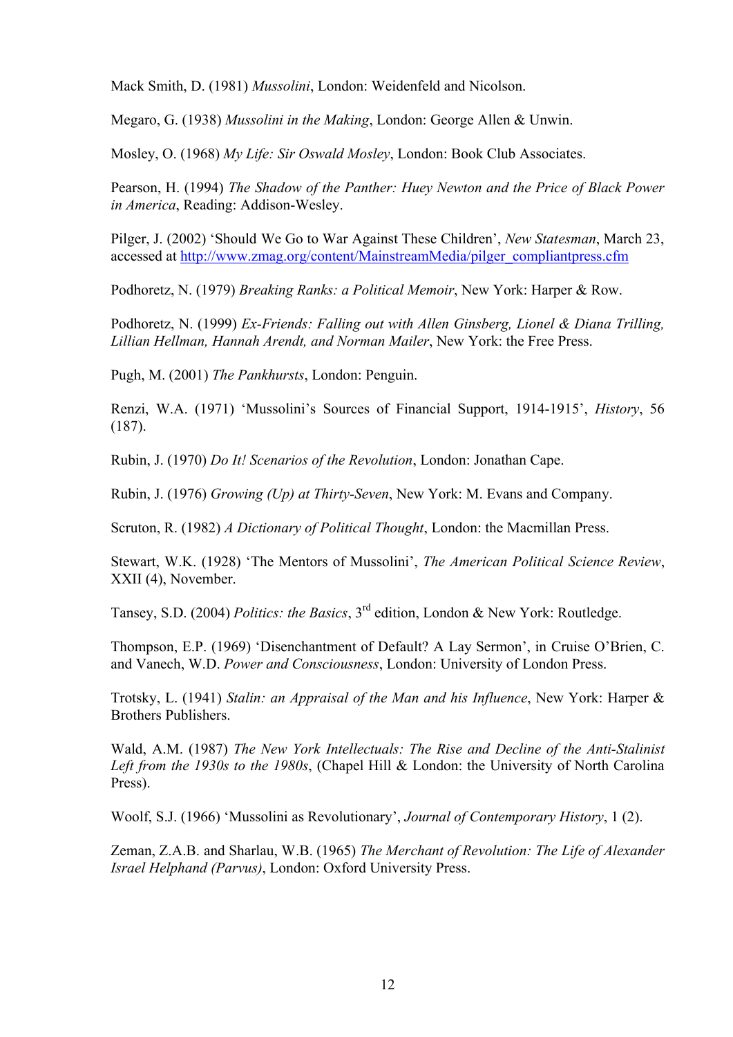Mack Smith, D. (1981) *Mussolini*, London: Weidenfeld and Nicolson.

Megaro, G. (1938) *Mussolini in the Making*, London: George Allen & Unwin.

Mosley, O. (1968) *My Life: Sir Oswald Mosley*, London: Book Club Associates.

Pearson, H. (1994) *The Shadow of the Panther: Huey Newton and the Price of Black Power in America*, Reading: Addison-Wesley.

Pilger, J. (2002) 'Should We Go to War Against These Children', *New Statesman*, March 23, accessed at http://www.zmag.org/content/MainstreamMedia/pilger_compliantpress.cfm

Podhoretz, N. (1979) *Breaking Ranks: a Political Memoir*, New York: Harper & Row.

Podhoretz, N. (1999) *Ex-Friends: Falling out with Allen Ginsberg, Lionel & Diana Trilling, Lillian Hellman, Hannah Arendt, and Norman Mailer*, New York: the Free Press.

Pugh, M. (2001) *The Pankhursts*, London: Penguin.

Renzi, W.A. (1971) 'Mussolini's Sources of Financial Support, 1914-1915', *History*, 56 (187).

Rubin, J. (1970) *Do It! Scenarios of the Revolution*, London: Jonathan Cape.

Rubin, J. (1976) *Growing (Up) at Thirty-Seven*, New York: M. Evans and Company.

Scruton, R. (1982) *A Dictionary of Political Thought*, London: the Macmillan Press.

Stewart, W.K. (1928) 'The Mentors of Mussolini', *The American Political Science Review*, XXII (4), November.

Tansey, S.D. (2004) *Politics: the Basics*, 3rd edition, London & New York: Routledge.

Thompson, E.P. (1969) 'Disenchantment of Default? A Lay Sermon', in Cruise O'Brien, C. and Vanech, W.D. *Power and Consciousness*, London: University of London Press.

Trotsky, L. (1941) *Stalin: an Appraisal of the Man and his Influence*, New York: Harper & Brothers Publishers.

Wald, A.M. (1987) *The New York Intellectuals: The Rise and Decline of the Anti-Stalinist Left from the 1930s to the 1980s*, (Chapel Hill & London: the University of North Carolina Press).

Woolf, S.J. (1966) 'Mussolini as Revolutionary', *Journal of Contemporary History*, 1 (2).

Zeman, Z.A.B. and Sharlau, W.B. (1965) *The Merchant of Revolution: The Life of Alexander Israel Helphand (Parvus)*, London: Oxford University Press.